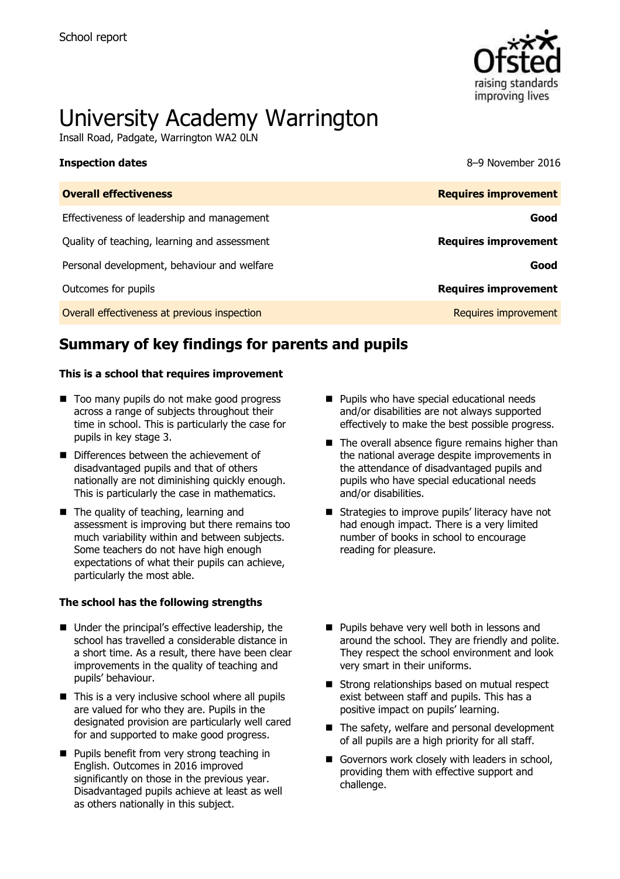School report

# University Academy Warrington

Insall Road, Padgate, Warrington WA2 0LN

| **Inspection dates** | 8–9 November 2016 |
| --- | --- |
| **Overall effectiveness** | **Requires improvement** |
| Effectiveness of leadership and management | **Good** |
| Quality of teaching, learning and assessment | **Requires improvement** |
| Personal development, behaviour and welfare | **Good** |
| Outcomes for pupils | **Requires improvement** |
| Overall effectiveness at previous inspection | Requires improvement |

## Summary of key findings for parents and pupils

### This is a school that requires improvement

- Too many pupils do not make good progress across a range of subjects throughout their time in school. This is particularly the case for pupils in key stage 3.
- Differences between the achievement of disadvantaged pupils and that of others nationally are not diminishing quickly enough. This is particularly the case in mathematics.
- The quality of teaching, learning and assessment is improving but there remains too much variability within and between subjects. Some teachers do not have high enough expectations of what their pupils can achieve, particularly the most able.
- Pupils who have special educational needs and/or disabilities are not always supported effectively to make the best possible progress.
- The overall absence figure remains higher than the national average despite improvements in the attendance of disadvantaged pupils and pupils who have special educational needs and/or disabilities.
- Strategies to improve pupils' literacy have not had enough impact. There is a very limited number of books in school to encourage reading for pleasure.

### The school has the following strengths

- Under the principal's effective leadership, the school has travelled a considerable distance in a short time. As a result, there have been clear improvements in the quality of teaching and pupils' behaviour.
- This is a very inclusive school where all pupils are valued for who they are. Pupils in the designated provision are particularly well cared for and supported to make good progress.
- Pupils benefit from very strong teaching in English. Outcomes in 2016 improved significantly on those in the previous year. Disadvantaged pupils achieve at least as well as others nationally in this subject.
- Pupils behave very well both in lessons and around the school. They are friendly and polite. They respect the school environment and look very smart in their uniforms.
- Strong relationships based on mutual respect exist between staff and pupils. This has a positive impact on pupils' learning.
- The safety, welfare and personal development of all pupils are a high priority for all staff.
- Governors work closely with leaders in school, providing them with effective support and challenge.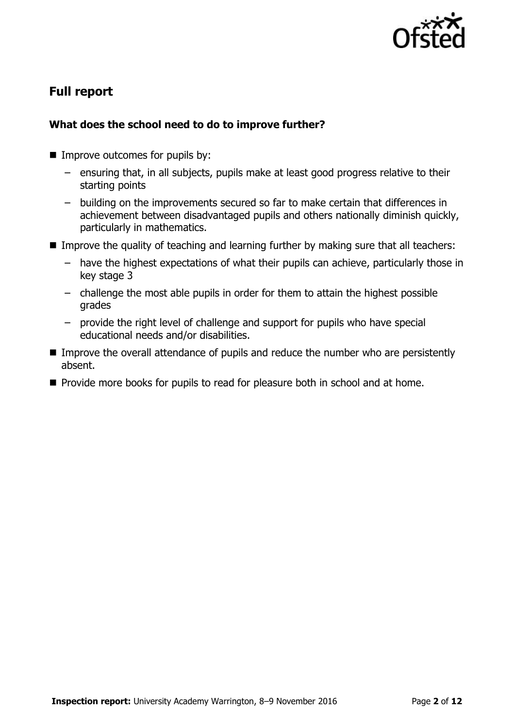## Full report

### What does the school need to do to improve further?

- Improve outcomes for pupils by:
  - ensuring that, in all subjects, pupils make at least good progress relative to their starting points
  - building on the improvements secured so far to make certain that differences in achievement between disadvantaged pupils and others nationally diminish quickly, particularly in mathematics.
- Improve the quality of teaching and learning further by making sure that all teachers:
  - have the highest expectations of what their pupils can achieve, particularly those in key stage 3
  - challenge the most able pupils in order for them to attain the highest possible grades
  - provide the right level of challenge and support for pupils who have special educational needs and/or disabilities.
- Improve the overall attendance of pupils and reduce the number who are persistently absent.
- Provide more books for pupils to read for pleasure both in school and at home.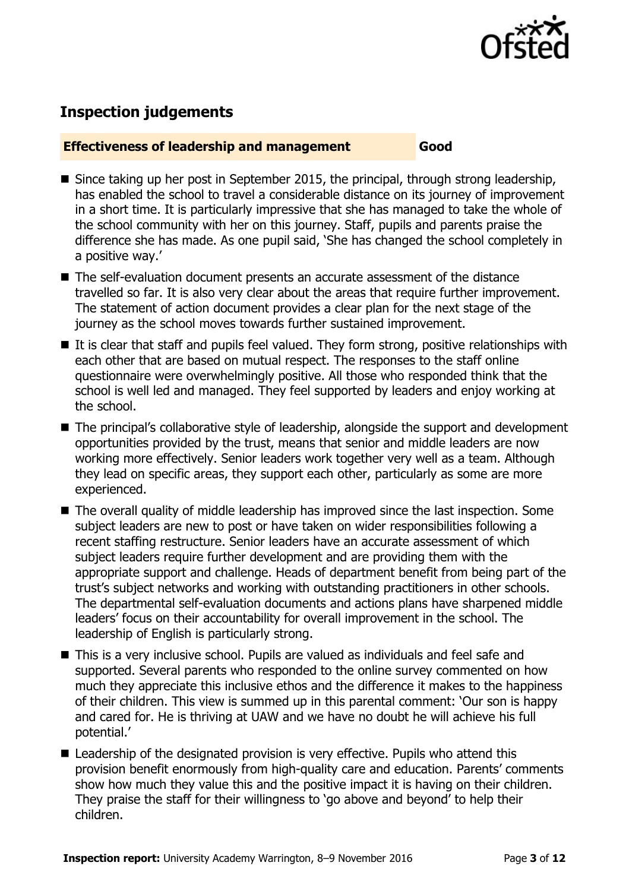## Inspection judgements

| Effectiveness of leadership and management | Good |
| --- | --- |

- Since taking up her post in September 2015, the principal, through strong leadership, has enabled the school to travel a considerable distance on its journey of improvement in a short time. It is particularly impressive that she has managed to take the whole of the school community with her on this journey. Staff, pupils and parents praise the difference she has made. As one pupil said, 'She has changed the school completely in a positive way.'
- The self-evaluation document presents an accurate assessment of the distance travelled so far. It is also very clear about the areas that require further improvement. The statement of action document provides a clear plan for the next stage of the journey as the school moves towards further sustained improvement.
- It is clear that staff and pupils feel valued. They form strong, positive relationships with each other that are based on mutual respect. The responses to the staff online questionnaire were overwhelmingly positive. All those who responded think that the school is well led and managed. They feel supported by leaders and enjoy working at the school.
- The principal's collaborative style of leadership, alongside the support and development opportunities provided by the trust, means that senior and middle leaders are now working more effectively. Senior leaders work together very well as a team. Although they lead on specific areas, they support each other, particularly as some are more experienced.
- The overall quality of middle leadership has improved since the last inspection. Some subject leaders are new to post or have taken on wider responsibilities following a recent staffing restructure. Senior leaders have an accurate assessment of which subject leaders require further development and are providing them with the appropriate support and challenge. Heads of department benefit from being part of the trust's subject networks and working with outstanding practitioners in other schools. The departmental self-evaluation documents and actions plans have sharpened middle leaders' focus on their accountability for overall improvement in the school. The leadership of English is particularly strong.
- This is a very inclusive school. Pupils are valued as individuals and feel safe and supported. Several parents who responded to the online survey commented on how much they appreciate this inclusive ethos and the difference it makes to the happiness of their children. This view is summed up in this parental comment: 'Our son is happy and cared for. He is thriving at UAW and we have no doubt he will achieve his full potential.'
- Leadership of the designated provision is very effective. Pupils who attend this provision benefit enormously from high-quality care and education. Parents' comments show how much they value this and the positive impact it is having on their children. They praise the staff for their willingness to 'go above and beyond' to help their children.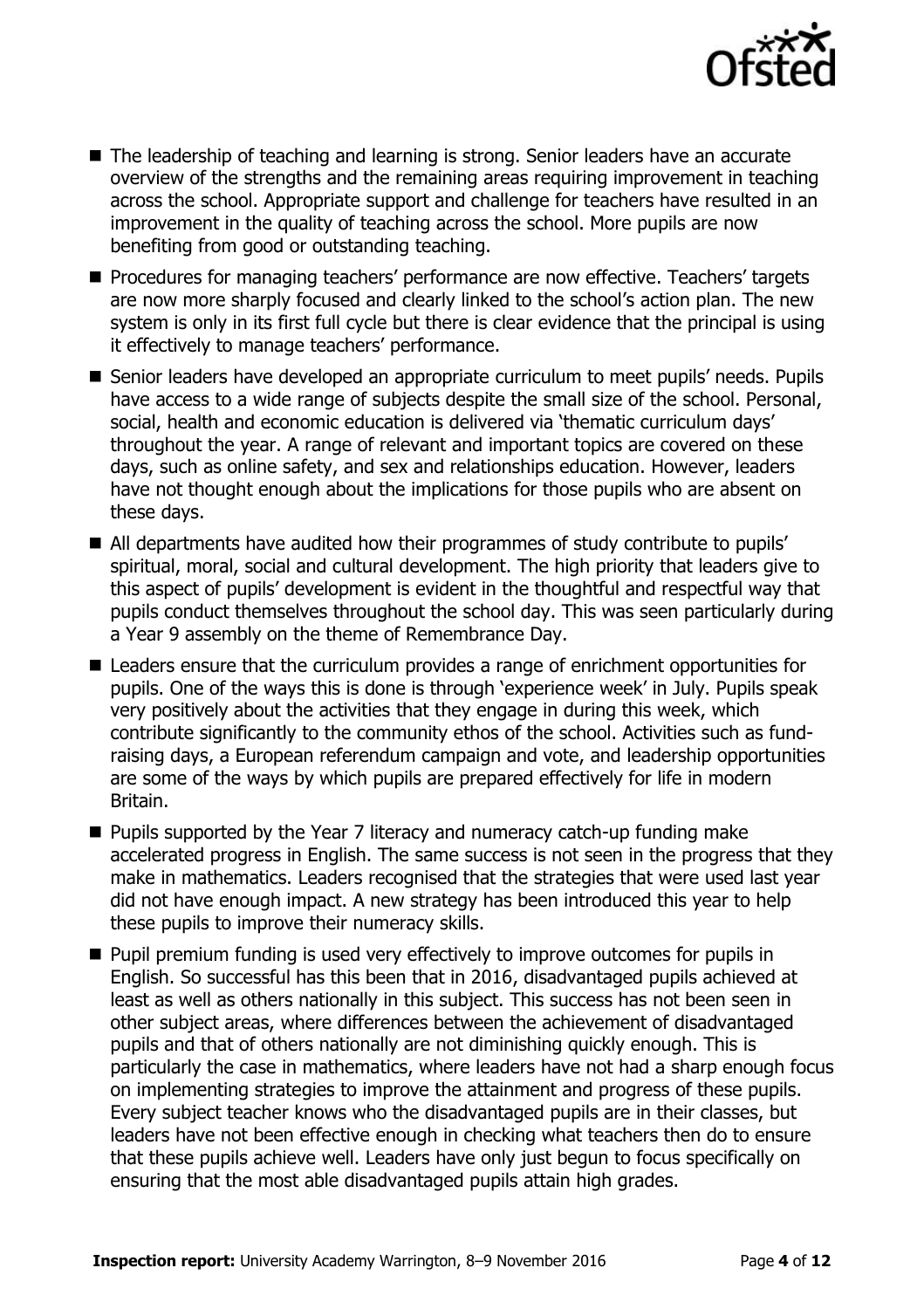- The leadership of teaching and learning is strong. Senior leaders have an accurate overview of the strengths and the remaining areas requiring improvement in teaching across the school. Appropriate support and challenge for teachers have resulted in an improvement in the quality of teaching across the school. More pupils are now benefiting from good or outstanding teaching.
- Procedures for managing teachers' performance are now effective. Teachers' targets are now more sharply focused and clearly linked to the school's action plan. The new system is only in its first full cycle but there is clear evidence that the principal is using it effectively to manage teachers' performance.
- Senior leaders have developed an appropriate curriculum to meet pupils' needs. Pupils have access to a wide range of subjects despite the small size of the school. Personal, social, health and economic education is delivered via 'thematic curriculum days' throughout the year. A range of relevant and important topics are covered on these days, such as online safety, and sex and relationships education. However, leaders have not thought enough about the implications for those pupils who are absent on these days.
- All departments have audited how their programmes of study contribute to pupils' spiritual, moral, social and cultural development. The high priority that leaders give to this aspect of pupils' development is evident in the thoughtful and respectful way that pupils conduct themselves throughout the school day. This was seen particularly during a Year 9 assembly on the theme of Remembrance Day.
- Leaders ensure that the curriculum provides a range of enrichment opportunities for pupils. One of the ways this is done is through 'experience week' in July. Pupils speak very positively about the activities that they engage in during this week, which contribute significantly to the community ethos of the school. Activities such as fund-raising days, a European referendum campaign and vote, and leadership opportunities are some of the ways by which pupils are prepared effectively for life in modern Britain.
- Pupils supported by the Year 7 literacy and numeracy catch-up funding make accelerated progress in English. The same success is not seen in the progress that they make in mathematics. Leaders recognised that the strategies that were used last year did not have enough impact. A new strategy has been introduced this year to help these pupils to improve their numeracy skills.
- Pupil premium funding is used very effectively to improve outcomes for pupils in English. So successful has this been that in 2016, disadvantaged pupils achieved at least as well as others nationally in this subject. This success has not been seen in other subject areas, where differences between the achievement of disadvantaged pupils and that of others nationally are not diminishing quickly enough. This is particularly the case in mathematics, where leaders have not had a sharp enough focus on implementing strategies to improve the attainment and progress of these pupils. Every subject teacher knows who the disadvantaged pupils are in their classes, but leaders have not been effective enough in checking what teachers then do to ensure that these pupils achieve well. Leaders have only just begun to focus specifically on ensuring that the most able disadvantaged pupils attain high grades.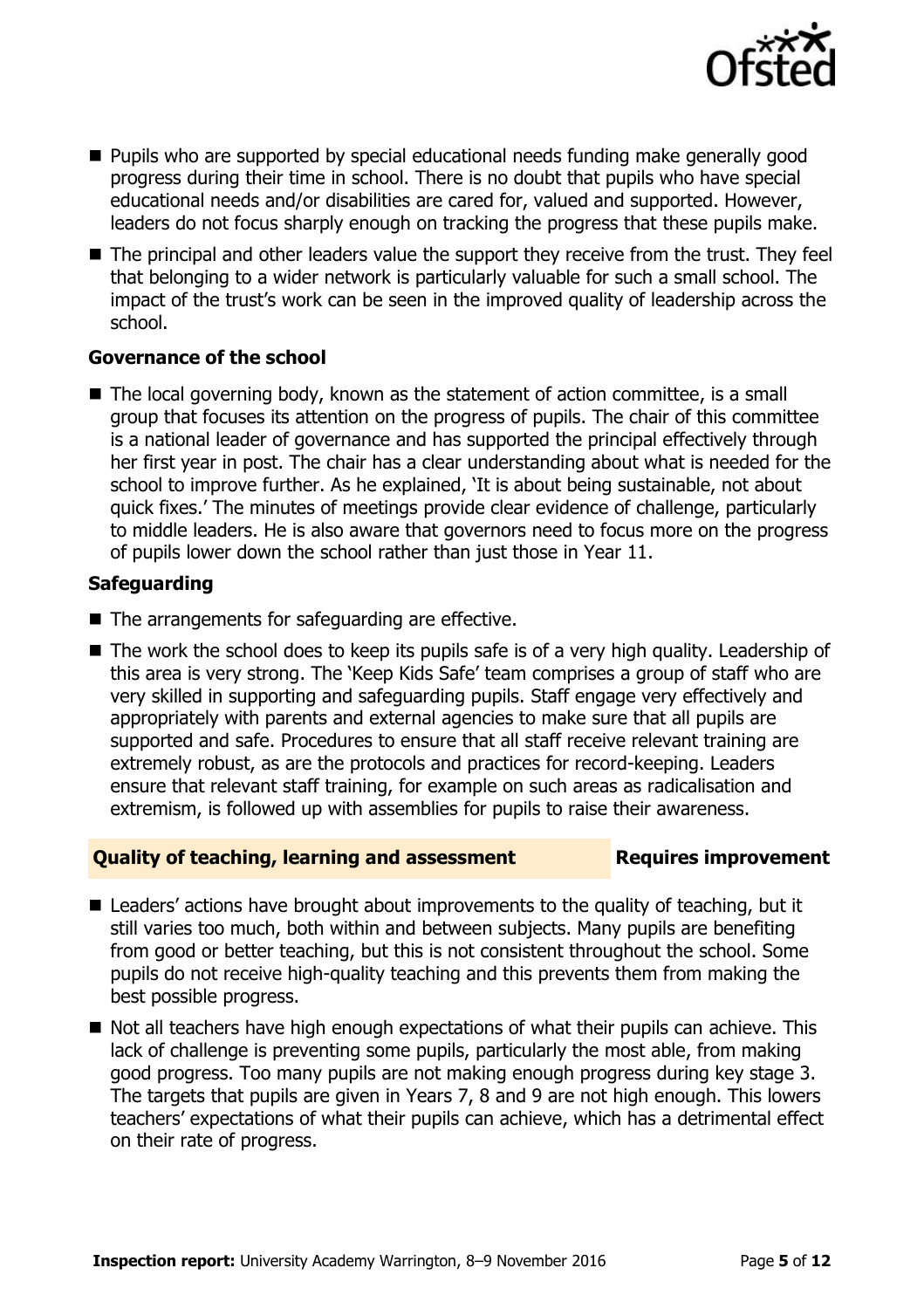- Pupils who are supported by special educational needs funding make generally good progress during their time in school. There is no doubt that pupils who have special educational needs and/or disabilities are cared for, valued and supported. However, leaders do not focus sharply enough on tracking the progress that these pupils make.
- The principal and other leaders value the support they receive from the trust. They feel that belonging to a wider network is particularly valuable for such a small school. The impact of the trust's work can be seen in the improved quality of leadership across the school.

### Governance of the school

- The local governing body, known as the statement of action committee, is a small group that focuses its attention on the progress of pupils. The chair of this committee is a national leader of governance and has supported the principal effectively through her first year in post. The chair has a clear understanding about what is needed for the school to improve further. As he explained, 'It is about being sustainable, not about quick fixes.' The minutes of meetings provide clear evidence of challenge, particularly to middle leaders. He is also aware that governors need to focus more on the progress of pupils lower down the school rather than just those in Year 11.

### Safeguarding

- The arrangements for safeguarding are effective.
- The work the school does to keep its pupils safe is of a very high quality. Leadership of this area is very strong. The 'Keep Kids Safe' team comprises a group of staff who are very skilled in supporting and safeguarding pupils. Staff engage very effectively and appropriately with parents and external agencies to make sure that all pupils are supported and safe. Procedures to ensure that all staff receive relevant training are extremely robust, as are the protocols and practices for record-keeping. Leaders ensure that relevant staff training, for example on such areas as radicalisation and extremism, is followed up with assemblies for pupils to raise their awareness.

## Quality of teaching, learning and assessment — Requires improvement

- Leaders' actions have brought about improvements to the quality of teaching, but it still varies too much, both within and between subjects. Many pupils are benefiting from good or better teaching, but this is not consistent throughout the school. Some pupils do not receive high-quality teaching and this prevents them from making the best possible progress.
- Not all teachers have high enough expectations of what their pupils can achieve. This lack of challenge is preventing some pupils, particularly the most able, from making good progress. Too many pupils are not making enough progress during key stage 3. The targets that pupils are given in Years 7, 8 and 9 are not high enough. This lowers teachers' expectations of what their pupils can achieve, which has a detrimental effect on their rate of progress.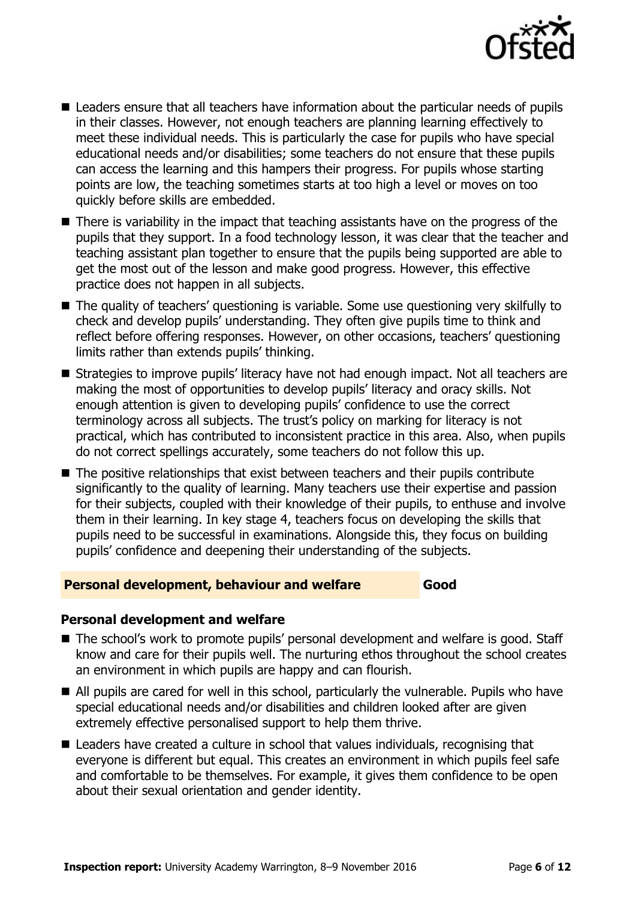- Leaders ensure that all teachers have information about the particular needs of pupils in their classes. However, not enough teachers are planning learning effectively to meet these individual needs. This is particularly the case for pupils who have special educational needs and/or disabilities; some teachers do not ensure that these pupils can access the learning and this hampers their progress. For pupils whose starting points are low, the teaching sometimes starts at too high a level or moves on too quickly before skills are embedded.
- There is variability in the impact that teaching assistants have on the progress of the pupils that they support. In a food technology lesson, it was clear that the teacher and teaching assistant plan together to ensure that the pupils being supported are able to get the most out of the lesson and make good progress. However, this effective practice does not happen in all subjects.
- The quality of teachers' questioning is variable. Some use questioning very skilfully to check and develop pupils' understanding. They often give pupils time to think and reflect before offering responses. However, on other occasions, teachers' questioning limits rather than extends pupils' thinking.
- Strategies to improve pupils' literacy have not had enough impact. Not all teachers are making the most of opportunities to develop pupils' literacy and oracy skills. Not enough attention is given to developing pupils' confidence to use the correct terminology across all subjects. The trust's policy on marking for literacy is not practical, which has contributed to inconsistent practice in this area. Also, when pupils do not correct spellings accurately, some teachers do not follow this up.
- The positive relationships that exist between teachers and their pupils contribute significantly to the quality of learning. Many teachers use their expertise and passion for their subjects, coupled with their knowledge of their pupils, to enthuse and involve them in their learning. In key stage 4, teachers focus on developing the skills that pupils need to be successful in examinations. Alongside this, they focus on building pupils' confidence and deepening their understanding of the subjects.

## Personal development, behaviour and welfare — Good

### Personal development and welfare

- The school's work to promote pupils' personal development and welfare is good. Staff know and care for their pupils well. The nurturing ethos throughout the school creates an environment in which pupils are happy and can flourish.
- All pupils are cared for well in this school, particularly the vulnerable. Pupils who have special educational needs and/or disabilities and children looked after are given extremely effective personalised support to help them thrive.
- Leaders have created a culture in school that values individuals, recognising that everyone is different but equal. This creates an environment in which pupils feel safe and comfortable to be themselves. For example, it gives them confidence to be open about their sexual orientation and gender identity.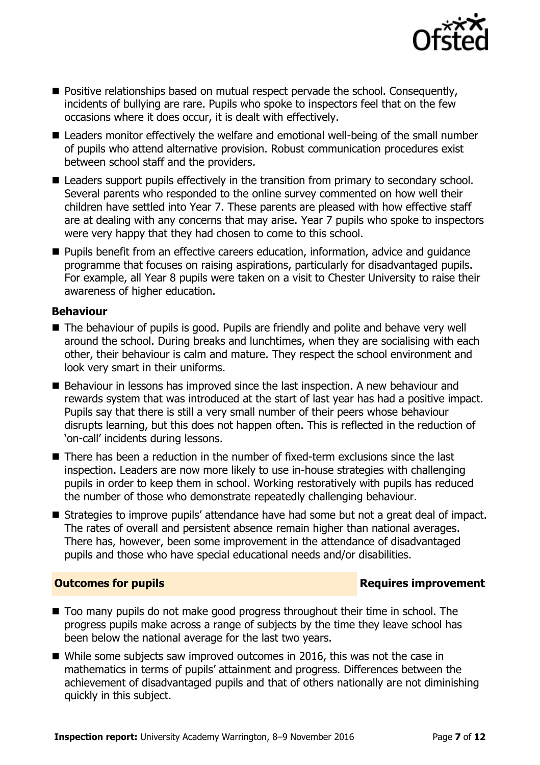- Positive relationships based on mutual respect pervade the school. Consequently, incidents of bullying are rare. Pupils who spoke to inspectors feel that on the few occasions where it does occur, it is dealt with effectively.
- Leaders monitor effectively the welfare and emotional well-being of the small number of pupils who attend alternative provision. Robust communication procedures exist between school staff and the providers.
- Leaders support pupils effectively in the transition from primary to secondary school. Several parents who responded to the online survey commented on how well their children have settled into Year 7. These parents are pleased with how effective staff are at dealing with any concerns that may arise. Year 7 pupils who spoke to inspectors were very happy that they had chosen to come to this school.
- Pupils benefit from an effective careers education, information, advice and guidance programme that focuses on raising aspirations, particularly for disadvantaged pupils. For example, all Year 8 pupils were taken on a visit to Chester University to raise their awareness of higher education.

### Behaviour

- The behaviour of pupils is good. Pupils are friendly and polite and behave very well around the school. During breaks and lunchtimes, when they are socialising with each other, their behaviour is calm and mature. They respect the school environment and look very smart in their uniforms.
- Behaviour in lessons has improved since the last inspection. A new behaviour and rewards system that was introduced at the start of last year has had a positive impact. Pupils say that there is still a very small number of their peers whose behaviour disrupts learning, but this does not happen often. This is reflected in the reduction of 'on-call' incidents during lessons.
- There has been a reduction in the number of fixed-term exclusions since the last inspection. Leaders are now more likely to use in-house strategies with challenging pupils in order to keep them in school. Working restoratively with pupils has reduced the number of those who demonstrate repeatedly challenging behaviour.
- Strategies to improve pupils' attendance have had some but not a great deal of impact. The rates of overall and persistent absence remain higher than national averages. There has, however, been some improvement in the attendance of disadvantaged pupils and those who have special educational needs and/or disabilities.

## Outcomes for pupils — Requires improvement

- Too many pupils do not make good progress throughout their time in school. The progress pupils make across a range of subjects by the time they leave school has been below the national average for the last two years.
- While some subjects saw improved outcomes in 2016, this was not the case in mathematics in terms of pupils' attainment and progress. Differences between the achievement of disadvantaged pupils and that of others nationally are not diminishing quickly in this subject.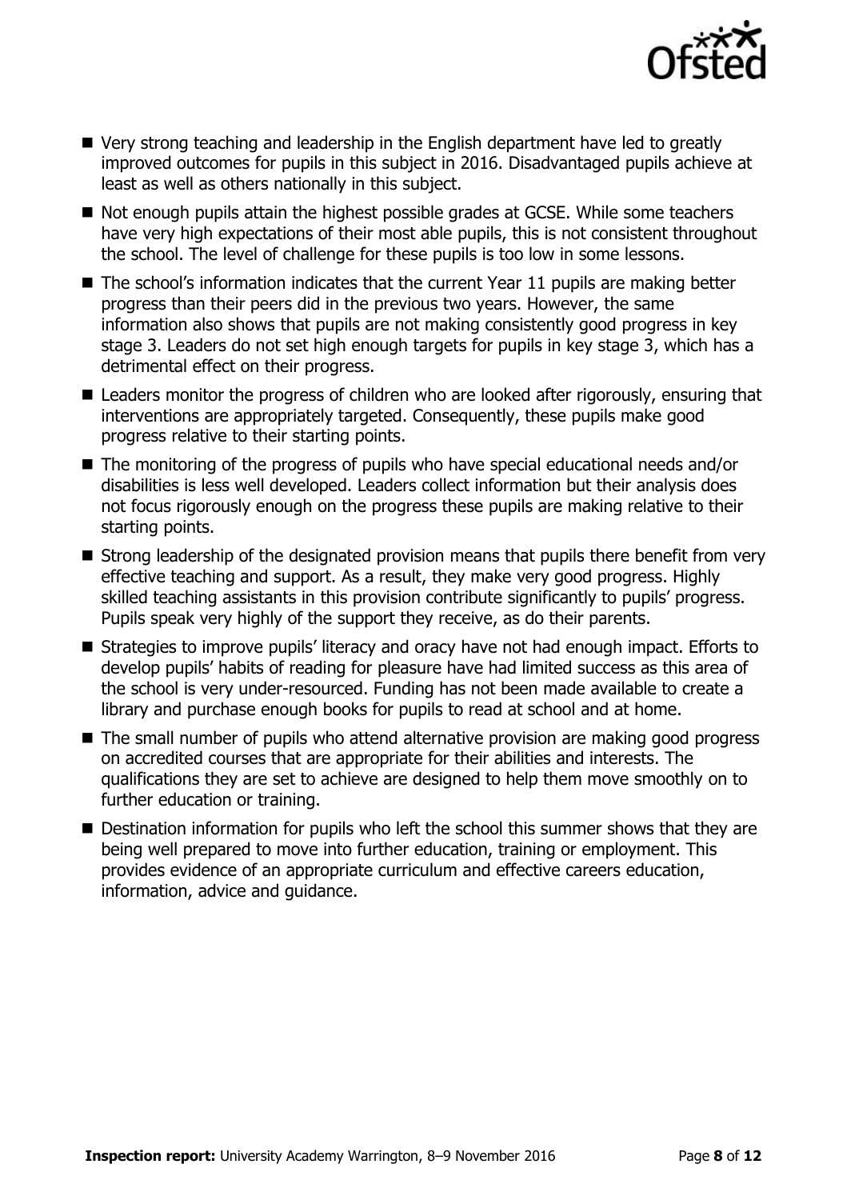- Very strong teaching and leadership in the English department have led to greatly improved outcomes for pupils in this subject in 2016. Disadvantaged pupils achieve at least as well as others nationally in this subject.
- Not enough pupils attain the highest possible grades at GCSE. While some teachers have very high expectations of their most able pupils, this is not consistent throughout the school. The level of challenge for these pupils is too low in some lessons.
- The school's information indicates that the current Year 11 pupils are making better progress than their peers did in the previous two years. However, the same information also shows that pupils are not making consistently good progress in key stage 3. Leaders do not set high enough targets for pupils in key stage 3, which has a detrimental effect on their progress.
- Leaders monitor the progress of children who are looked after rigorously, ensuring that interventions are appropriately targeted. Consequently, these pupils make good progress relative to their starting points.
- The monitoring of the progress of pupils who have special educational needs and/or disabilities is less well developed. Leaders collect information but their analysis does not focus rigorously enough on the progress these pupils are making relative to their starting points.
- Strong leadership of the designated provision means that pupils there benefit from very effective teaching and support. As a result, they make very good progress. Highly skilled teaching assistants in this provision contribute significantly to pupils' progress. Pupils speak very highly of the support they receive, as do their parents.
- Strategies to improve pupils' literacy and oracy have not had enough impact. Efforts to develop pupils' habits of reading for pleasure have had limited success as this area of the school is very under-resourced. Funding has not been made available to create a library and purchase enough books for pupils to read at school and at home.
- The small number of pupils who attend alternative provision are making good progress on accredited courses that are appropriate for their abilities and interests. The qualifications they are set to achieve are designed to help them move smoothly on to further education or training.
- Destination information for pupils who left the school this summer shows that they are being well prepared to move into further education, training or employment. This provides evidence of an appropriate curriculum and effective careers education, information, advice and guidance.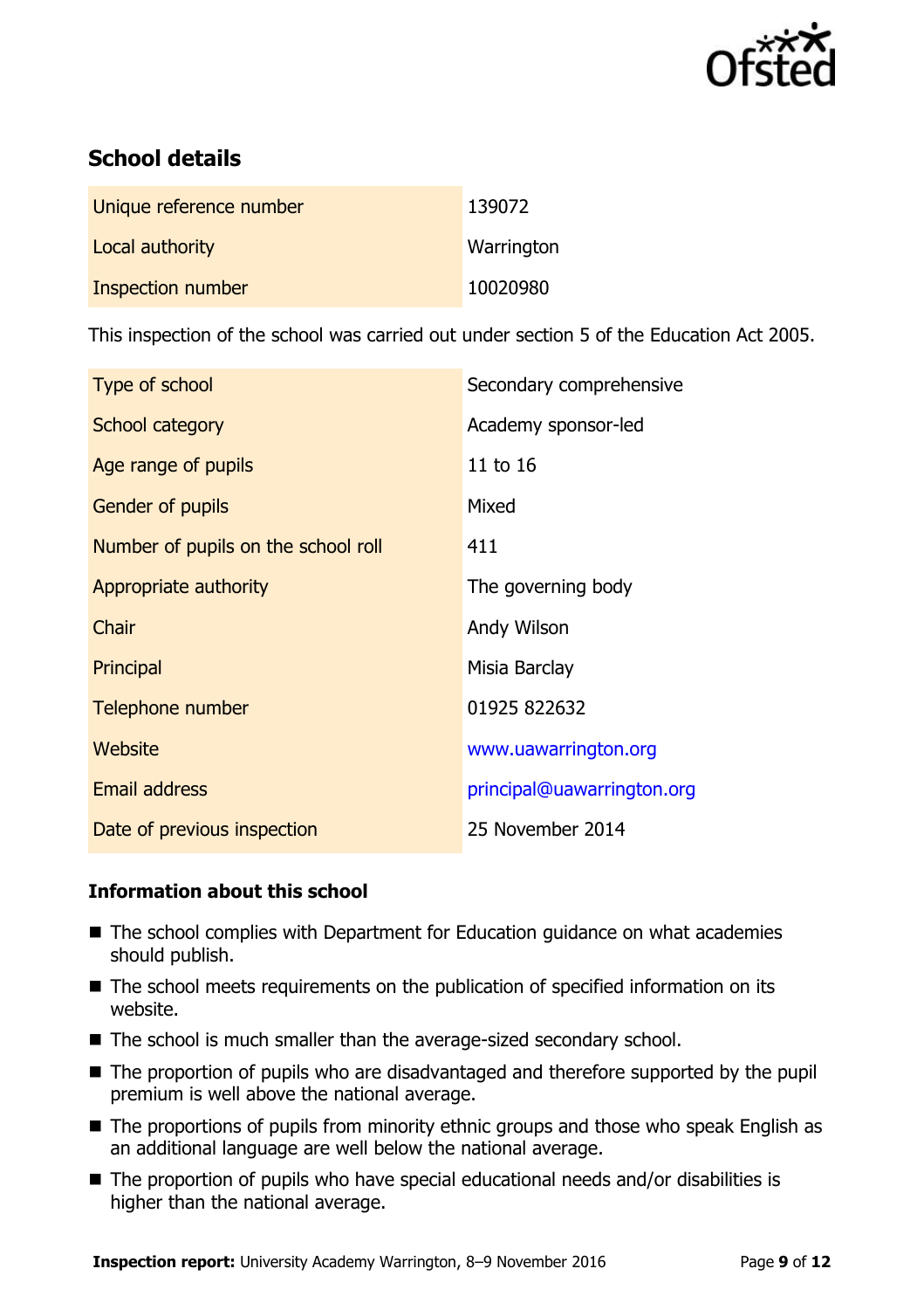## School details

| | |
|---|---|
| Unique reference number | 139072 |
| Local authority | Warrington |
| Inspection number | 10020980 |

This inspection of the school was carried out under section 5 of the Education Act 2005.

| | |
|---|---|
| Type of school | Secondary comprehensive |
| School category | Academy sponsor-led |
| Age range of pupils | 11 to 16 |
| Gender of pupils | Mixed |
| Number of pupils on the school roll | 411 |
| Appropriate authority | The governing body |
| Chair | Andy Wilson |
| Principal | Misia Barclay |
| Telephone number | 01925 822632 |
| Website | www.uawarrington.org |
| Email address | principal@uawarrington.org |
| Date of previous inspection | 25 November 2014 |

### Information about this school

- The school complies with Department for Education guidance on what academies should publish.
- The school meets requirements on the publication of specified information on its website.
- The school is much smaller than the average-sized secondary school.
- The proportion of pupils who are disadvantaged and therefore supported by the pupil premium is well above the national average.
- The proportions of pupils from minority ethnic groups and those who speak English as an additional language are well below the national average.
- The proportion of pupils who have special educational needs and/or disabilities is higher than the national average.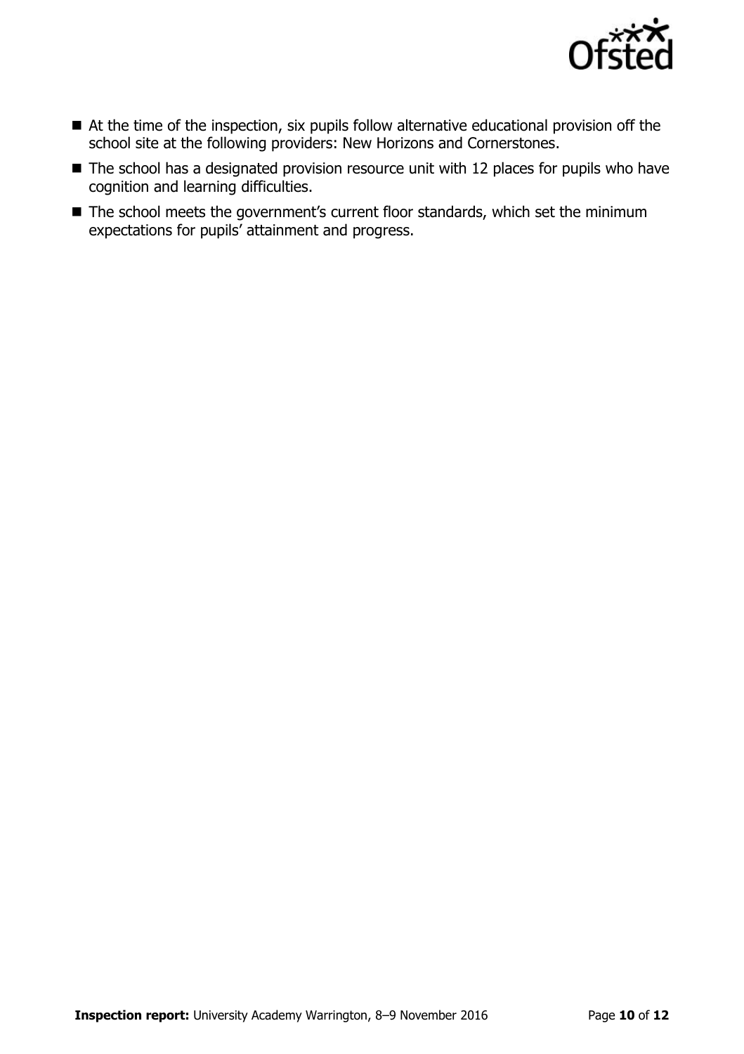- At the time of the inspection, six pupils follow alternative educational provision off the school site at the following providers: New Horizons and Cornerstones.
- The school has a designated provision resource unit with 12 places for pupils who have cognition and learning difficulties.
- The school meets the government's current floor standards, which set the minimum expectations for pupils' attainment and progress.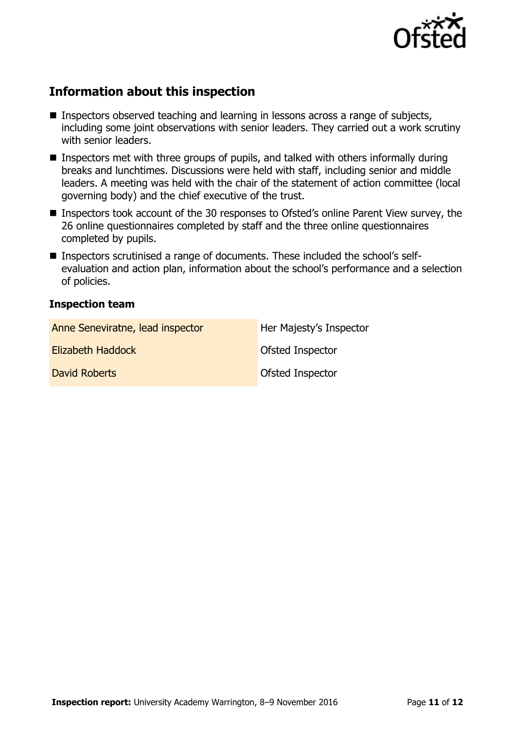## Information about this inspection

- Inspectors observed teaching and learning in lessons across a range of subjects, including some joint observations with senior leaders. They carried out a work scrutiny with senior leaders.
- Inspectors met with three groups of pupils, and talked with others informally during breaks and lunchtimes. Discussions were held with staff, including senior and middle leaders. A meeting was held with the chair of the statement of action committee (local governing body) and the chief executive of the trust.
- Inspectors took account of the 30 responses to Ofsted's online Parent View survey, the 26 online questionnaires completed by staff and the three online questionnaires completed by pupils.
- Inspectors scrutinised a range of documents. These included the school's self-evaluation and action plan, information about the school's performance and a selection of policies.

### Inspection team

| | |
|---|---|
| Anne Seneviratne, lead inspector | Her Majesty's Inspector |
| Elizabeth Haddock | Ofsted Inspector |
| David Roberts | Ofsted Inspector |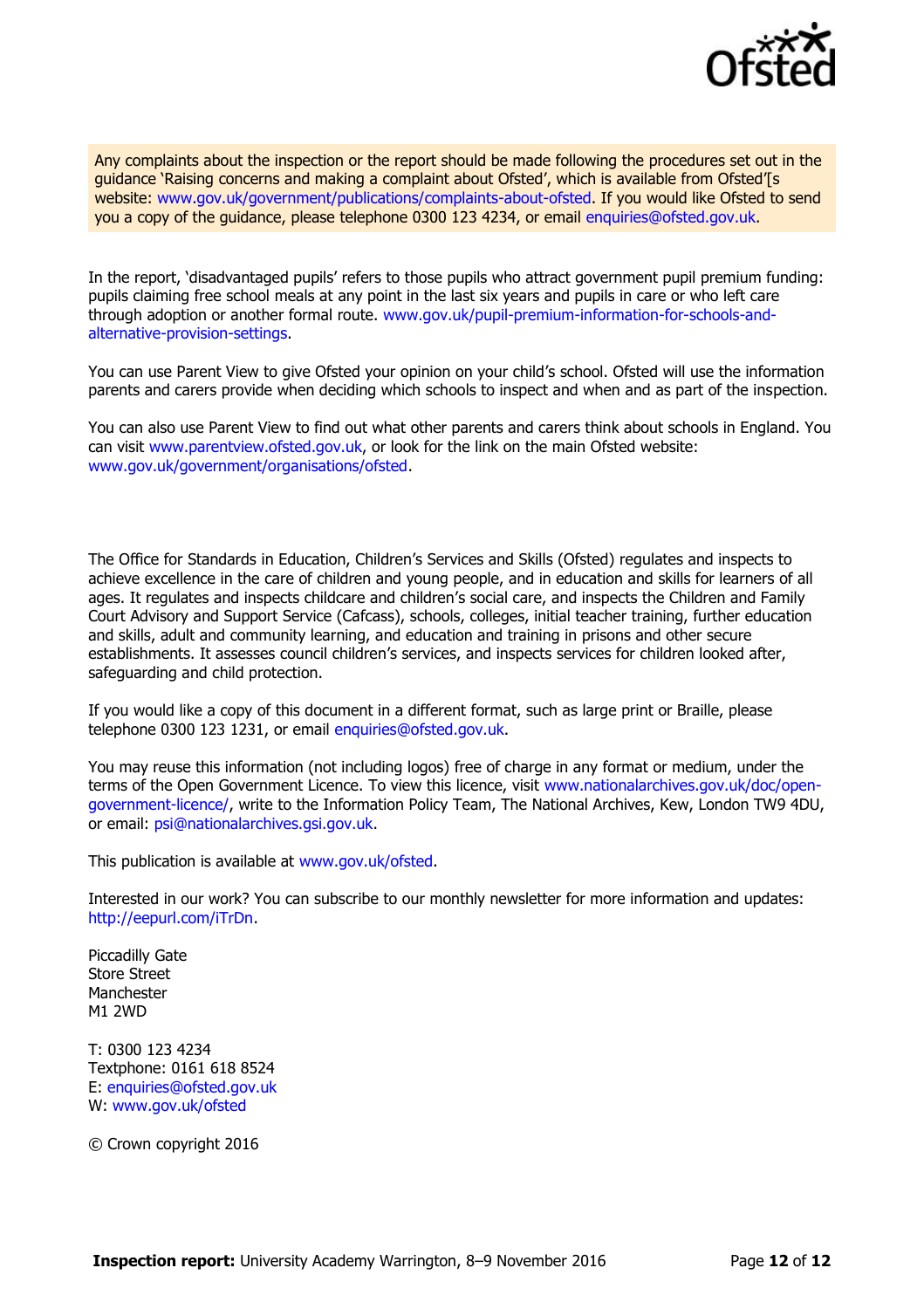Any complaints about the inspection or the report should be made following the procedures set out in the guidance 'Raising concerns and making a complaint about Ofsted', which is available from Ofsted'[s website: www.gov.uk/government/publications/complaints-about-ofsted. If you would like Ofsted to send you a copy of the guidance, please telephone 0300 123 4234, or email enquiries@ofsted.gov.uk.

In the report, 'disadvantaged pupils' refers to those pupils who attract government pupil premium funding: pupils claiming free school meals at any point in the last six years and pupils in care or who left care through adoption or another formal route. www.gov.uk/pupil-premium-information-for-schools-and-alternative-provision-settings.

You can use Parent View to give Ofsted your opinion on your child's school. Ofsted will use the information parents and carers provide when deciding which schools to inspect and when and as part of the inspection.

You can also use Parent View to find out what other parents and carers think about schools in England. You can visit www.parentview.ofsted.gov.uk, or look for the link on the main Ofsted website: www.gov.uk/government/organisations/ofsted.

The Office for Standards in Education, Children's Services and Skills (Ofsted) regulates and inspects to achieve excellence in the care of children and young people, and in education and skills for learners of all ages. It regulates and inspects childcare and children's social care, and inspects the Children and Family Court Advisory and Support Service (Cafcass), schools, colleges, initial teacher training, further education and skills, adult and community learning, and education and training in prisons and other secure establishments. It assesses council children's services, and inspects services for children looked after, safeguarding and child protection.

If you would like a copy of this document in a different format, such as large print or Braille, please telephone 0300 123 1231, or email enquiries@ofsted.gov.uk.

You may reuse this information (not including logos) free of charge in any format or medium, under the terms of the Open Government Licence. To view this licence, visit www.nationalarchives.gov.uk/doc/open-government-licence/, write to the Information Policy Team, The National Archives, Kew, London TW9 4DU, or email: psi@nationalarchives.gsi.gov.uk.

This publication is available at www.gov.uk/ofsted.

Interested in our work? You can subscribe to our monthly newsletter for more information and updates: http://eepurl.com/iTrDn.

Piccadilly Gate
Store Street
Manchester
M1 2WD

T: 0300 123 4234
Textphone: 0161 618 8524
E: enquiries@ofsted.gov.uk
W: www.gov.uk/ofsted

© Crown copyright 2016